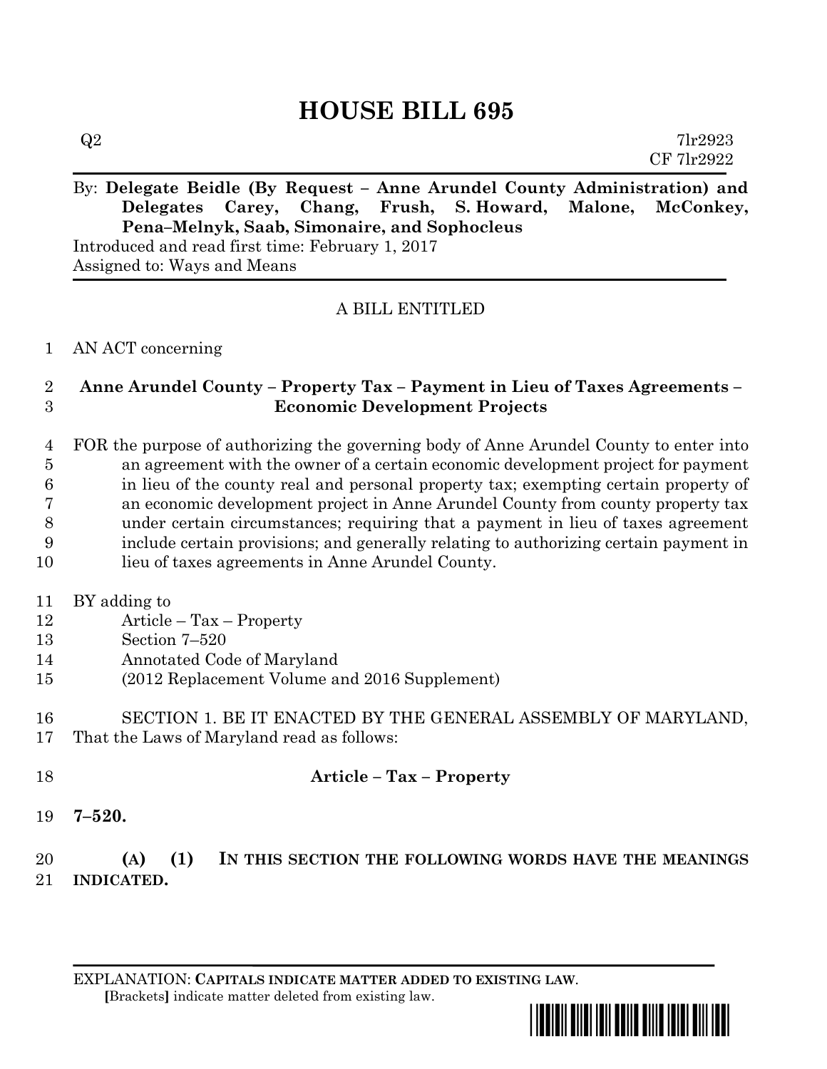# HOUSE BILL 695

Q2 7lr2923
CF 7lr2922

By: **Delegate Beidle (By Request – Anne Arundel County Administration) and Delegates Carey, Chang, Frush, S. Howard, Malone, McConkey, Pena–Melnyk, Saab, Simonaire, and Sophocleus**

Introduced and read first time: February 1, 2017
Assigned to: Ways and Means

A BILL ENTITLED

1 AN ACT concerning

2 **Anne Arundel County – Property Tax – Payment in Lieu of Taxes Agreements –**
3 **Economic Development Projects**

4 FOR the purpose of authorizing the governing body of Anne Arundel County to enter into
5 an agreement with the owner of a certain economic development project for payment
6 in lieu of the county real and personal property tax; exempting certain property of
7 an economic development project in Anne Arundel County from county property tax
8 under certain circumstances; requiring that a payment in lieu of taxes agreement
9 include certain provisions; and generally relating to authorizing certain payment in
10 lieu of taxes agreements in Anne Arundel County.

11 BY adding to
12 Article – Tax – Property
13 Section 7–520
14 Annotated Code of Maryland
15 (2012 Replacement Volume and 2016 Supplement)

16 SECTION 1. BE IT ENACTED BY THE GENERAL ASSEMBLY OF MARYLAND,
17 That the Laws of Maryland read as follows:

18 **Article – Tax – Property**

19 **7–520.**

20 **(A) (1) IN THIS SECTION THE FOLLOWING WORDS HAVE THE MEANINGS**
21 **INDICATED.**

EXPLANATION: **CAPITALS INDICATE MATTER ADDED TO EXISTING LAW**.
**[**Brackets**]** indicate matter deleted from existing law.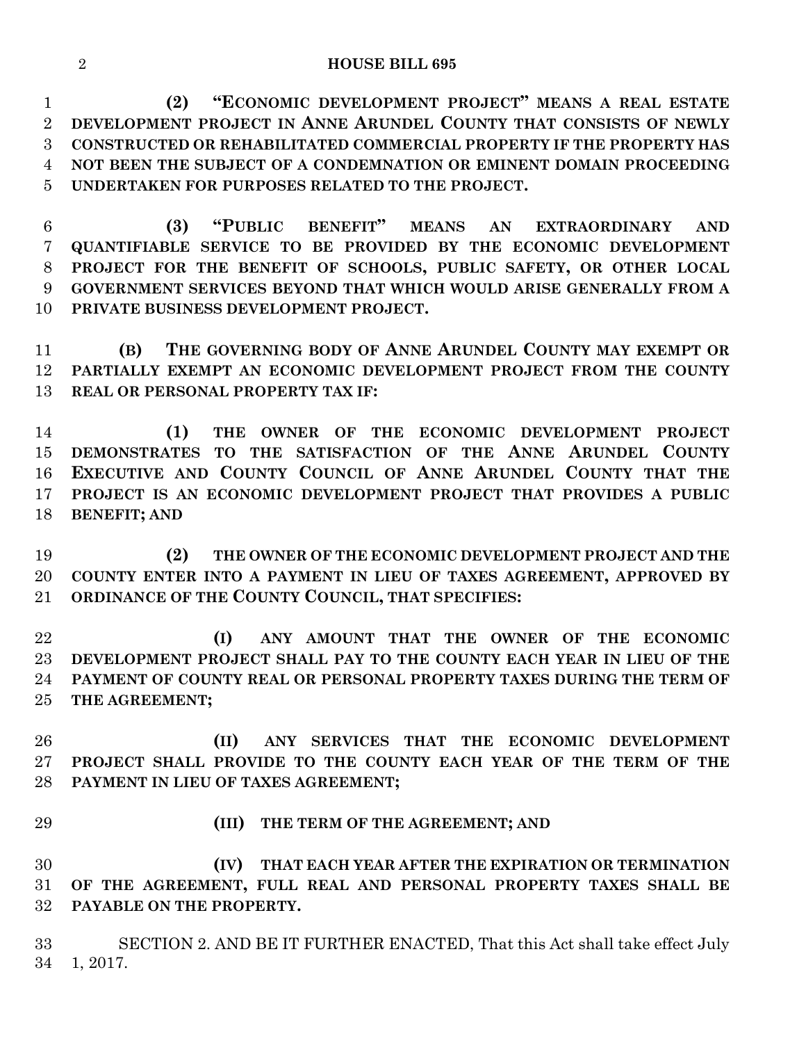**(2) "ECONOMIC DEVELOPMENT PROJECT" MEANS A REAL ESTATE DEVELOPMENT PROJECT IN ANNE ARUNDEL COUNTY THAT CONSISTS OF NEWLY CONSTRUCTED OR REHABILITATED COMMERCIAL PROPERTY IF THE PROPERTY HAS NOT BEEN THE SUBJECT OF A CONDEMNATION OR EMINENT DOMAIN PROCEEDING UNDERTAKEN FOR PURPOSES RELATED TO THE PROJECT.**

**(3) "PUBLIC BENEFIT" MEANS AN EXTRAORDINARY AND QUANTIFIABLE SERVICE TO BE PROVIDED BY THE ECONOMIC DEVELOPMENT PROJECT FOR THE BENEFIT OF SCHOOLS, PUBLIC SAFETY, OR OTHER LOCAL GOVERNMENT SERVICES BEYOND THAT WHICH WOULD ARISE GENERALLY FROM A PRIVATE BUSINESS DEVELOPMENT PROJECT.**

**(B) THE GOVERNING BODY OF ANNE ARUNDEL COUNTY MAY EXEMPT OR PARTIALLY EXEMPT AN ECONOMIC DEVELOPMENT PROJECT FROM THE COUNTY REAL OR PERSONAL PROPERTY TAX IF:**

**(1) THE OWNER OF THE ECONOMIC DEVELOPMENT PROJECT DEMONSTRATES TO THE SATISFACTION OF THE ANNE ARUNDEL COUNTY EXECUTIVE AND COUNTY COUNCIL OF ANNE ARUNDEL COUNTY THAT THE PROJECT IS AN ECONOMIC DEVELOPMENT PROJECT THAT PROVIDES A PUBLIC BENEFIT; AND**

**(2) THE OWNER OF THE ECONOMIC DEVELOPMENT PROJECT AND THE COUNTY ENTER INTO A PAYMENT IN LIEU OF TAXES AGREEMENT, APPROVED BY ORDINANCE OF THE COUNTY COUNCIL, THAT SPECIFIES:**

**(I) ANY AMOUNT THAT THE OWNER OF THE ECONOMIC DEVELOPMENT PROJECT SHALL PAY TO THE COUNTY EACH YEAR IN LIEU OF THE PAYMENT OF COUNTY REAL OR PERSONAL PROPERTY TAXES DURING THE TERM OF THE AGREEMENT;**

**(II) ANY SERVICES THAT THE ECONOMIC DEVELOPMENT PROJECT SHALL PROVIDE TO THE COUNTY EACH YEAR OF THE TERM OF THE PAYMENT IN LIEU OF TAXES AGREEMENT;**

**(III) THE TERM OF THE AGREEMENT; AND**

**(IV) THAT EACH YEAR AFTER THE EXPIRATION OR TERMINATION OF THE AGREEMENT, FULL REAL AND PERSONAL PROPERTY TAXES SHALL BE PAYABLE ON THE PROPERTY.**

SECTION 2. AND BE IT FURTHER ENACTED, That this Act shall take effect July 1, 2017.